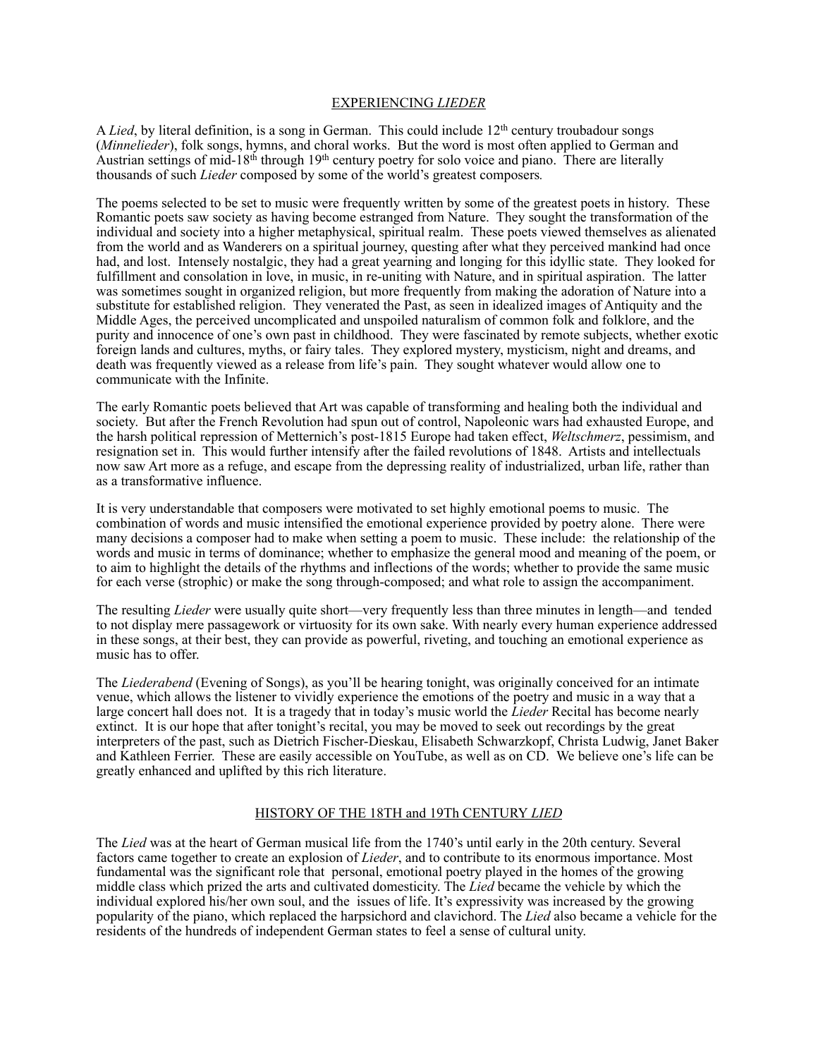## EXPERIENCING *LIEDER*

A *Lied*, by literal definition, is a song in German. This could include 12th century troubadour songs (*Minnelieder*), folk songs, hymns, and choral works. But the word is most often applied to German and Austrian settings of mid-18th through 19th century poetry for solo voice and piano. There are literally thousands of such *Lieder* composed by some of the world's greatest composers.

The poems selected to be set to music were frequently written by some of the greatest poets in history. These Romantic poets saw society as having become estranged from Nature. They sought the transformation of the individual and society into a higher metaphysical, spiritual realm. These poets viewed themselves as alienated from the world and as Wanderers on a spiritual journey, questing after what they perceived mankind had once had, and lost. Intensely nostalgic, they had a great yearning and longing for this idyllic state. They looked for fulfillment and consolation in love, in music, in re-uniting with Nature, and in spiritual aspiration. The latter was sometimes sought in organized religion, but more frequently from making the adoration of Nature into a substitute for established religion. They venerated the Past, as seen in idealized images of Antiquity and the Middle Ages, the perceived uncomplicated and unspoiled naturalism of common folk and folklore, and the purity and innocence of one's own past in childhood. They were fascinated by remote subjects, whether exotic foreign lands and cultures, myths, or fairy tales. They explored mystery, mysticism, night and dreams, and death was frequently viewed as a release from life's pain. They sought whatever would allow one to communicate with the Infinite.

The early Romantic poets believed that Art was capable of transforming and healing both the individual and society. But after the French Revolution had spun out of control, Napoleonic wars had exhausted Europe, and the harsh political repression of Metternich's post-1815 Europe had taken effect, *Weltschmerz*, pessimism, and resignation set in. This would further intensify after the failed revolutions of 1848. Artists and intellectuals now saw Art more as a refuge, and escape from the depressing reality of industrialized, urban life, rather than as a transformative influence.

It is very understandable that composers were motivated to set highly emotional poems to music. The combination of words and music intensified the emotional experience provided by poetry alone. There were many decisions a composer had to make when setting a poem to music. These include: the relationship of the words and music in terms of dominance; whether to emphasize the general mood and meaning of the poem, or to aim to highlight the details of the rhythms and inflections of the words; whether to provide the same music for each verse (strophic) or make the song through-composed; and what role to assign the accompaniment.

The resulting *Lieder* were usually quite short—very frequently less than three minutes in length—and tended to not display mere passagework or virtuosity for its own sake. With nearly every human experience addressed in these songs, at their best, they can provide as powerful, riveting, and touching an emotional experience as music has to offer.

The *Liederabend* (Evening of Songs), as you'll be hearing tonight, was originally conceived for an intimate venue, which allows the listener to vividly experience the emotions of the poetry and music in a way that a large concert hall does not. It is a tragedy that in today's music world the *Lieder* Recital has become nearly extinct. It is our hope that after tonight's recital, you may be moved to seek out recordings by the great interpreters of the past, such as Dietrich Fischer-Dieskau, Elisabeth Schwarzkopf, Christa Ludwig, Janet Baker and Kathleen Ferrier. These are easily accessible on YouTube, as well as on CD. We believe one's life can be greatly enhanced and uplifted by this rich literature.

## HISTORY OF THE 18TH and 19Th CENTURY *LIED*

The *Lied* was at the heart of German musical life from the 1740's until early in the 20th century. Several factors came together to create an explosion of *Lieder*, and to contribute to its enormous importance. Most fundamental was the significant role that personal, emotional poetry played in the homes of the growing middle class which prized the arts and cultivated domesticity. The *Lied* became the vehicle by which the individual explored his/her own soul, and the issues of life. It's expressivity was increased by the growing popularity of the piano, which replaced the harpsichord and clavichord. The *Lied* also became a vehicle for the residents of the hundreds of independent German states to feel a sense of cultural unity.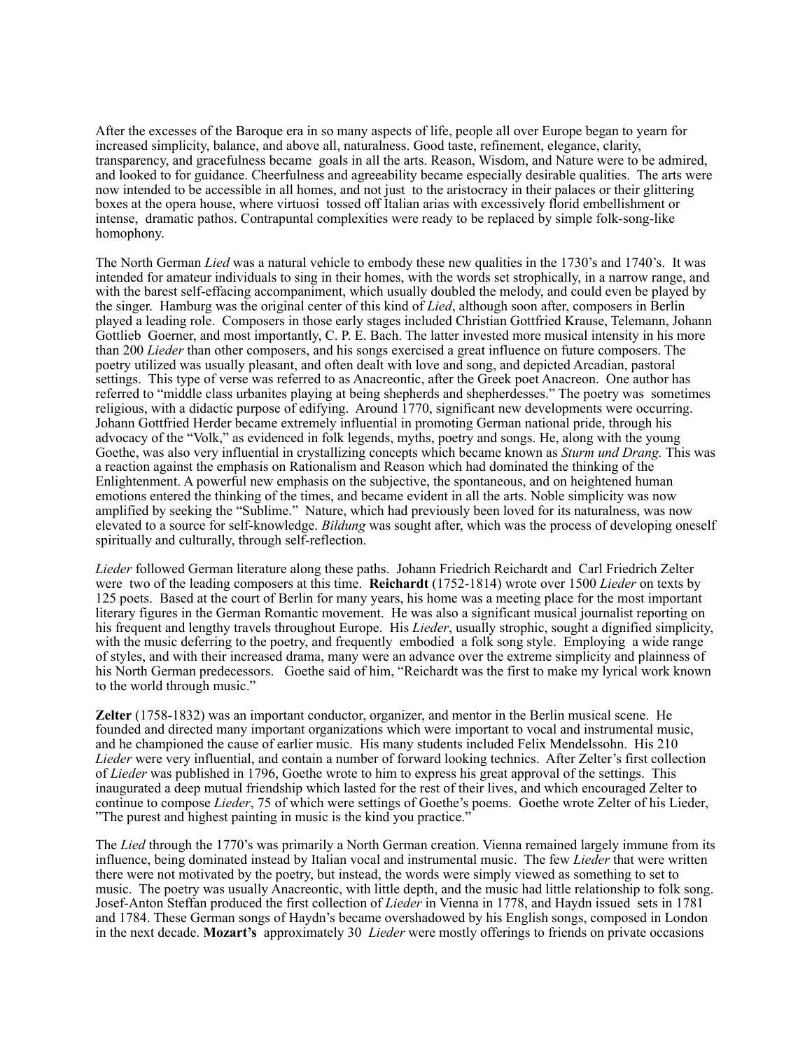After the excesses of the Baroque era in so many aspects of life, people all over Europe began to yearn for increased simplicity, balance, and above all, naturalness. Good taste, refinement, elegance, clarity, transparency, and gracefulness became goals in all the arts. Reason, Wisdom, and Nature were to be admired, and looked to for guidance. Cheerfulness and agreeability became especially desirable qualities. The arts were now intended to be accessible in all homes, and not just to the aristocracy in their palaces or their glittering boxes at the opera house, where virtuosi tossed off Italian arias with excessively florid embellishment or intense, dramatic pathos. Contrapuntal complexities were ready to be replaced by simple folk-song-like homophony.

The North German *Lied* was a natural vehicle to embody these new qualities in the 1730's and 1740's. It was intended for amateur individuals to sing in their homes, with the words set strophically, in a narrow range, and with the barest self-effacing accompaniment, which usually doubled the melody, and could even be played by the singer. Hamburg was the original center of this kind of *Lied*, although soon after, composers in Berlin played a leading role. Composers in those early stages included Christian Gottfried Krause, Telemann, Johann Gottlieb Goerner, and most importantly, C. P. E. Bach. The latter invested more musical intensity in his more than 200 *Lieder* than other composers, and his songs exercised a great influence on future composers. The poetry utilized was usually pleasant, and often dealt with love and song, and depicted Arcadian, pastoral settings. This type of verse was referred to as Anacreontic, after the Greek poet Anacreon. One author has referred to "middle class urbanites playing at being shepherds and shepherdesses." The poetry was sometimes religious, with a didactic purpose of edifying. Around 1770, significant new developments were occurring. Johann Gottfried Herder became extremely influential in promoting German national pride, through his advocacy of the "Volk," as evidenced in folk legends, myths, poetry and songs. He, along with the young Goethe, was also very influential in crystallizing concepts which became known as *Sturm und Drang.* This was a reaction against the emphasis on Rationalism and Reason which had dominated the thinking of the Enlightenment. A powerful new emphasis on the subjective, the spontaneous, and on heightened human emotions entered the thinking of the times, and became evident in all the arts. Noble simplicity was now amplified by seeking the "Sublime." Nature, which had previously been loved for its naturalness, was now elevated to a source for self-knowledge. *Bildung* was sought after, which was the process of developing oneself spiritually and culturally, through self-reflection.

*Lieder* followed German literature along these paths. Johann Friedrich Reichardt and Carl Friedrich Zelter were two of the leading composers at this time. **Reichardt** (1752-1814) wrote over 1500 *Lieder* on texts by 125 poets. Based at the court of Berlin for many years, his home was a meeting place for the most important literary figures in the German Romantic movement. He was also a significant musical journalist reporting on his frequent and lengthy travels throughout Europe. His *Lieder*, usually strophic, sought a dignified simplicity, with the music deferring to the poetry, and frequently embodied a folk song style. Employing a wide range of styles, and with their increased drama, many were an advance over the extreme simplicity and plainness of his North German predecessors. Goethe said of him, "Reichardt was the first to make my lyrical work known to the world through music."

**Zelter** (1758-1832) was an important conductor, organizer, and mentor in the Berlin musical scene. He founded and directed many important organizations which were important to vocal and instrumental music, and he championed the cause of earlier music. His many students included Felix Mendelssohn. His 210 *Lieder* were very influential, and contain a number of forward looking technics. After Zelter's first collection of *Lieder* was published in 1796, Goethe wrote to him to express his great approval of the settings. This inaugurated a deep mutual friendship which lasted for the rest of their lives, and which encouraged Zelter to continue to compose *Lieder*, 75 of which were settings of Goethe's poems. Goethe wrote Zelter of his Lieder, "The purest and highest painting in music is the kind you practice."

The *Lied* through the 1770's was primarily a North German creation. Vienna remained largely immune from its influence, being dominated instead by Italian vocal and instrumental music. The few *Lieder* that were written there were not motivated by the poetry, but instead, the words were simply viewed as something to set to music. The poetry was usually Anacreontic, with little depth, and the music had little relationship to folk song. Josef-Anton Steffan produced the first collection of *Lieder* in Vienna in 1778, and Haydn issued sets in 1781 and 1784. These German songs of Haydn's became overshadowed by his English songs, composed in London in the next decade. **Mozart's** approximately 30 *Lieder* were mostly offerings to friends on private occasions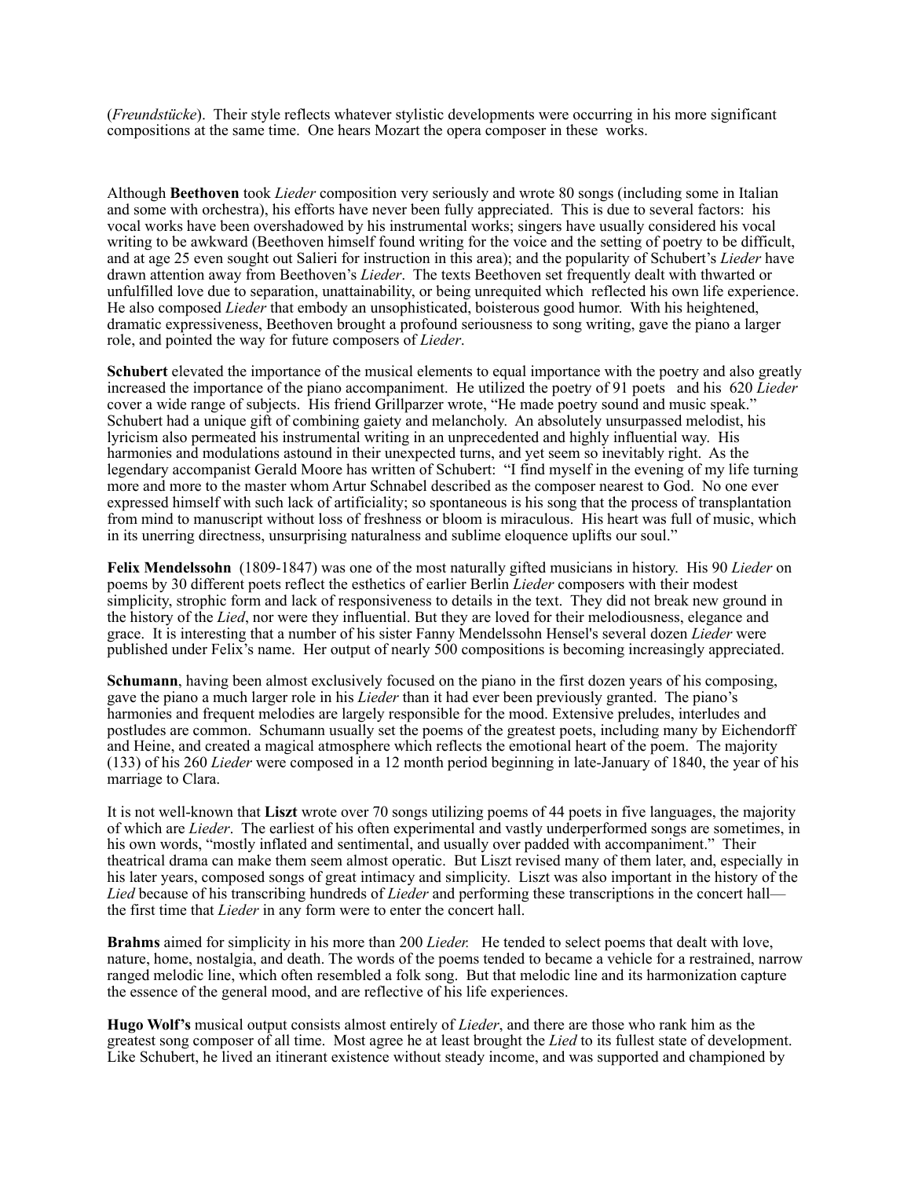(*Freundstücke*). Their style reflects whatever stylistic developments were occurring in his more significant compositions at the same time. One hears Mozart the opera composer in these works.

Although **Beethoven** took *Lieder* composition very seriously and wrote 80 songs (including some in Italian and some with orchestra), his efforts have never been fully appreciated. This is due to several factors: his vocal works have been overshadowed by his instrumental works; singers have usually considered his vocal writing to be awkward (Beethoven himself found writing for the voice and the setting of poetry to be difficult, and at age 25 even sought out Salieri for instruction in this area); and the popularity of Schubert's *Lieder* have drawn attention away from Beethoven's *Lieder*. The texts Beethoven set frequently dealt with thwarted or unfulfilled love due to separation, unattainability, or being unrequited which reflected his own life experience. He also composed *Lieder* that embody an unsophisticated, boisterous good humor. With his heightened, dramatic expressiveness, Beethoven brought a profound seriousness to song writing, gave the piano a larger role, and pointed the way for future composers of *Lieder*.

**Schubert** elevated the importance of the musical elements to equal importance with the poetry and also greatly increased the importance of the piano accompaniment. He utilized the poetry of 91 poets and his 620 *Lieder* cover a wide range of subjects. His friend Grillparzer wrote, "He made poetry sound and music speak." Schubert had a unique gift of combining gaiety and melancholy. An absolutely unsurpassed melodist, his lyricism also permeated his instrumental writing in an unprecedented and highly influential way. His harmonies and modulations astound in their unexpected turns, and yet seem so inevitably right. As the legendary accompanist Gerald Moore has written of Schubert: "I find myself in the evening of my life turning more and more to the master whom Artur Schnabel described as the composer nearest to God. No one ever expressed himself with such lack of artificiality; so spontaneous is his song that the process of transplantation from mind to manuscript without loss of freshness or bloom is miraculous. His heart was full of music, which in its unerring directness, unsurprising naturalness and sublime eloquence uplifts our soul."

**Felix Mendelssohn** (1809-1847) was one of the most naturally gifted musicians in history. His 90 *Lieder* on poems by 30 different poets reflect the esthetics of earlier Berlin *Lieder* composers with their modest simplicity, strophic form and lack of responsiveness to details in the text. They did not break new ground in the history of the *Lied*, nor were they influential. But they are loved for their melodiousness, elegance and grace. It is interesting that a number of his sister Fanny Mendelssohn Hensel's several dozen *Lieder* were published under Felix's name. Her output of nearly 500 compositions is becoming increasingly appreciated.

**Schumann**, having been almost exclusively focused on the piano in the first dozen years of his composing, gave the piano a much larger role in his *Lieder* than it had ever been previously granted. The piano's harmonies and frequent melodies are largely responsible for the mood. Extensive preludes, interludes and postludes are common. Schumann usually set the poems of the greatest poets, including many by Eichendorff and Heine, and created a magical atmosphere which reflects the emotional heart of the poem. The majority (133) of his 260 *Lieder* were composed in a 12 month period beginning in late-January of 1840, the year of his marriage to Clara.

It is not well-known that **Liszt** wrote over 70 songs utilizing poems of 44 poets in five languages, the majority of which are *Lieder*. The earliest of his often experimental and vastly underperformed songs are sometimes, in his own words, "mostly inflated and sentimental, and usually over padded with accompaniment." Their theatrical drama can make them seem almost operatic. But Liszt revised many of them later, and, especially in his later years, composed songs of great intimacy and simplicity. Liszt was also important in the history of the *Lied* because of his transcribing hundreds of *Lieder* and performing these transcriptions in the concert hall—the first time that *Lieder* in any form were to enter the concert hall.

**Brahms** aimed for simplicity in his more than 200 *Lieder.* He tended to select poems that dealt with love, nature, home, nostalgia, and death. The words of the poems tended to became a vehicle for a restrained, narrow ranged melodic line, which often resembled a folk song. But that melodic line and its harmonization capture the essence of the general mood, and are reflective of his life experiences.

**Hugo Wolf's** musical output consists almost entirely of *Lieder*, and there are those who rank him as the greatest song composer of all time. Most agree he at least brought the *Lied* to its fullest state of development. Like Schubert, he lived an itinerant existence without steady income, and was supported and championed by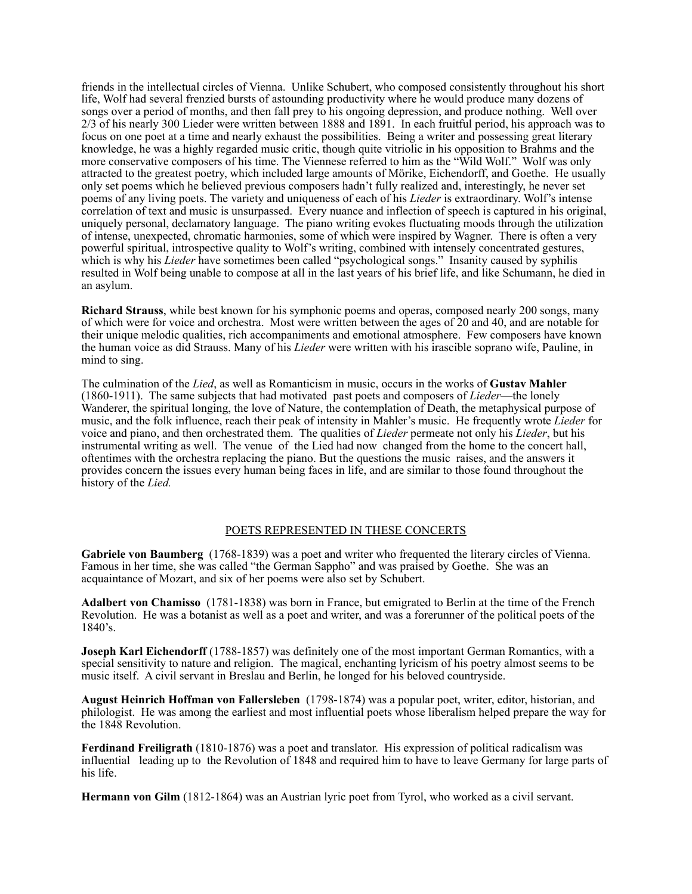friends in the intellectual circles of Vienna. Unlike Schubert, who composed consistently throughout his short life, Wolf had several frenzied bursts of astounding productivity where he would produce many dozens of songs over a period of months, and then fall prey to his ongoing depression, and produce nothing. Well over 2/3 of his nearly 300 Lieder were written between 1888 and 1891. In each fruitful period, his approach was to focus on one poet at a time and nearly exhaust the possibilities. Being a writer and possessing great literary knowledge, he was a highly regarded music critic, though quite vitriolic in his opposition to Brahms and the more conservative composers of his time. The Viennese referred to him as the "Wild Wolf." Wolf was only attracted to the greatest poetry, which included large amounts of Mörike, Eichendorff, and Goethe. He usually only set poems which he believed previous composers hadn't fully realized and, interestingly, he never set poems of any living poets. The variety and uniqueness of each of his *Lieder* is extraordinary. Wolf's intense correlation of text and music is unsurpassed. Every nuance and inflection of speech is captured in his original, uniquely personal, declamatory language. The piano writing evokes fluctuating moods through the utilization of intense, unexpected, chromatic harmonies, some of which were inspired by Wagner. There is often a very powerful spiritual, introspective quality to Wolf's writing, combined with intensely concentrated gestures, which is why his *Lieder* have sometimes been called "psychological songs." Insanity caused by syphilis resulted in Wolf being unable to compose at all in the last years of his brief life, and like Schumann, he died in an asylum.

**Richard Strauss**, while best known for his symphonic poems and operas, composed nearly 200 songs, many of which were for voice and orchestra. Most were written between the ages of 20 and 40, and are notable for their unique melodic qualities, rich accompaniments and emotional atmosphere. Few composers have known the human voice as did Strauss. Many of his *Lieder* were written with his irascible soprano wife, Pauline, in mind to sing.

The culmination of the *Lied*, as well as Romanticism in music, occurs in the works of **Gustav Mahler** (1860-1911). The same subjects that had motivated past poets and composers of *Lieder*—the lonely Wanderer, the spiritual longing, the love of Nature, the contemplation of Death, the metaphysical purpose of music, and the folk influence, reach their peak of intensity in Mahler's music. He frequently wrote *Lieder* for voice and piano, and then orchestrated them. The qualities of *Lieder* permeate not only his *Lieder*, but his instrumental writing as well. The venue of the Lied had now changed from the home to the concert hall, oftentimes with the orchestra replacing the piano. But the questions the music raises, and the answers it provides concern the issues every human being faces in life, and are similar to those found throughout the history of the *Lied.*

## POETS REPRESENTED IN THESE CONCERTS

**Gabriele von Baumberg** (1768-1839) was a poet and writer who frequented the literary circles of Vienna. Famous in her time, she was called "the German Sappho" and was praised by Goethe. She was an acquaintance of Mozart, and six of her poems were also set by Schubert.

**Adalbert von Chamisso** (1781-1838) was born in France, but emigrated to Berlin at the time of the French Revolution. He was a botanist as well as a poet and writer, and was a forerunner of the political poets of the 1840's.

**Joseph Karl Eichendorff** (1788-1857) was definitely one of the most important German Romantics, with a special sensitivity to nature and religion. The magical, enchanting lyricism of his poetry almost seems to be music itself. A civil servant in Breslau and Berlin, he longed for his beloved countryside.

**August Heinrich Hoffman von Fallersleben** (1798-1874) was a popular poet, writer, editor, historian, and philologist. He was among the earliest and most influential poets whose liberalism helped prepare the way for the 1848 Revolution.

**Ferdinand Freiligrath** (1810-1876) was a poet and translator. His expression of political radicalism was influential leading up to the Revolution of 1848 and required him to have to leave Germany for large parts of his life.

**Hermann von Gilm** (1812-1864) was an Austrian lyric poet from Tyrol, who worked as a civil servant.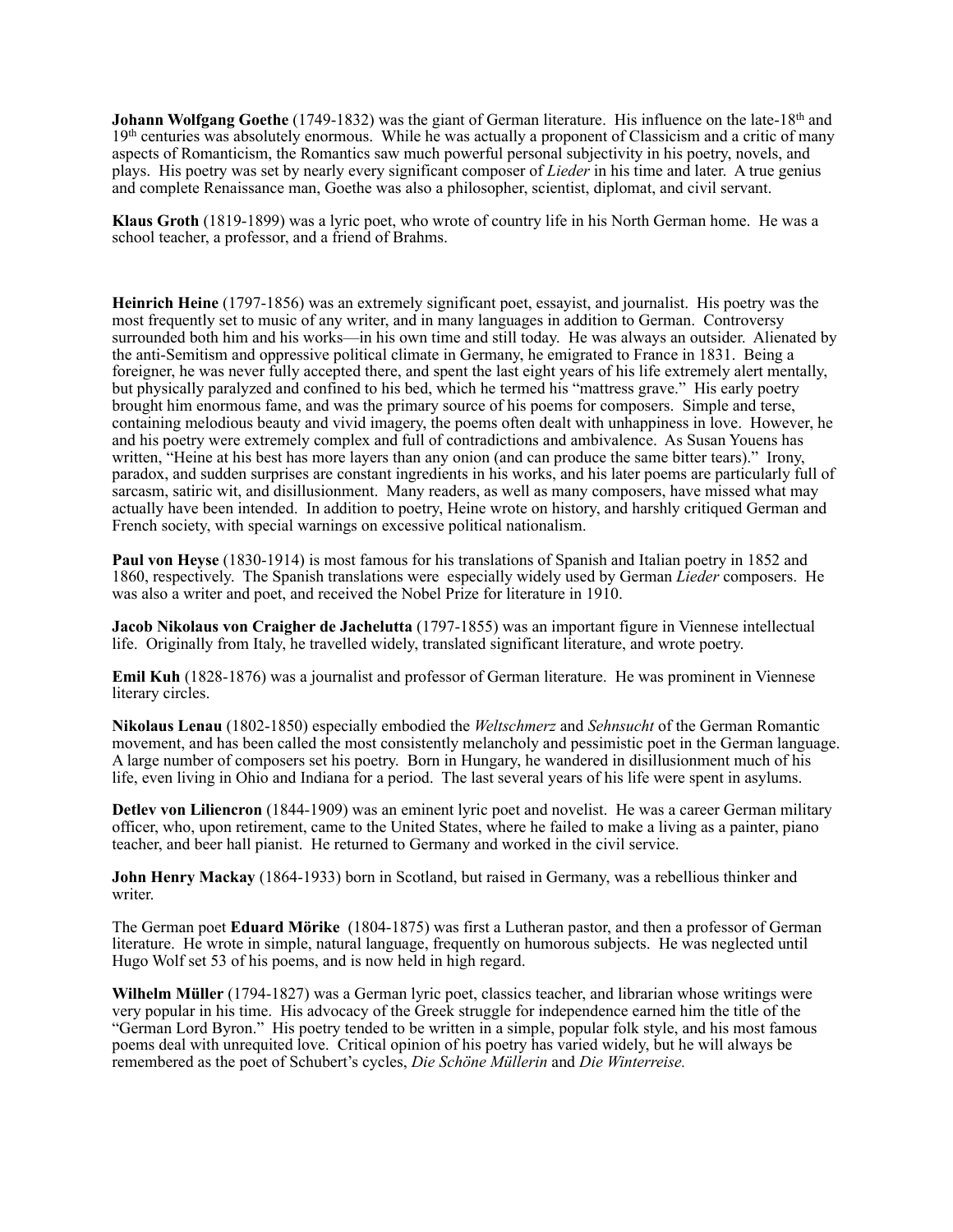**Johann Wolfgang Goethe** (1749-1832) was the giant of German literature. His influence on the late-18th and 19th centuries was absolutely enormous. While he was actually a proponent of Classicism and a critic of many aspects of Romanticism, the Romantics saw much powerful personal subjectivity in his poetry, novels, and plays. His poetry was set by nearly every significant composer of *Lieder* in his time and later. A true genius and complete Renaissance man, Goethe was also a philosopher, scientist, diplomat, and civil servant.

**Klaus Groth** (1819-1899) was a lyric poet, who wrote of country life in his North German home. He was a school teacher, a professor, and a friend of Brahms.

**Heinrich Heine** (1797-1856) was an extremely significant poet, essayist, and journalist. His poetry was the most frequently set to music of any writer, and in many languages in addition to German. Controversy surrounded both him and his works—in his own time and still today. He was always an outsider. Alienated by the anti-Semitism and oppressive political climate in Germany, he emigrated to France in 1831. Being a foreigner, he was never fully accepted there, and spent the last eight years of his life extremely alert mentally, but physically paralyzed and confined to his bed, which he termed his "mattress grave." His early poetry brought him enormous fame, and was the primary source of his poems for composers. Simple and terse, containing melodious beauty and vivid imagery, the poems often dealt with unhappiness in love. However, he and his poetry were extremely complex and full of contradictions and ambivalence. As Susan Youens has written, "Heine at his best has more layers than any onion (and can produce the same bitter tears)." Irony, paradox, and sudden surprises are constant ingredients in his works, and his later poems are particularly full of sarcasm, satiric wit, and disillusionment. Many readers, as well as many composers, have missed what may actually have been intended. In addition to poetry, Heine wrote on history, and harshly critiqued German and French society, with special warnings on excessive political nationalism.

**Paul von Heyse** (1830-1914) is most famous for his translations of Spanish and Italian poetry in 1852 and 1860, respectively. The Spanish translations were especially widely used by German *Lieder* composers. He was also a writer and poet, and received the Nobel Prize for literature in 1910.

**Jacob Nikolaus von Craigher de Jachelutta** (1797-1855) was an important figure in Viennese intellectual life. Originally from Italy, he travelled widely, translated significant literature, and wrote poetry.

**Emil Kuh** (1828-1876) was a journalist and professor of German literature. He was prominent in Viennese literary circles.

**Nikolaus Lenau** (1802-1850) especially embodied the *Weltschmerz* and *Sehnsucht* of the German Romantic movement, and has been called the most consistently melancholy and pessimistic poet in the German language. A large number of composers set his poetry. Born in Hungary, he wandered in disillusionment much of his life, even living in Ohio and Indiana for a period. The last several years of his life were spent in asylums.

**Detlev von Liliencron** (1844-1909) was an eminent lyric poet and novelist. He was a career German military officer, who, upon retirement, came to the United States, where he failed to make a living as a painter, piano teacher, and beer hall pianist. He returned to Germany and worked in the civil service.

**John Henry Mackay** (1864-1933) born in Scotland, but raised in Germany, was a rebellious thinker and writer.

The German poet **Eduard Mörike** (1804-1875) was first a Lutheran pastor, and then a professor of German literature. He wrote in simple, natural language, frequently on humorous subjects. He was neglected until Hugo Wolf set 53 of his poems, and is now held in high regard.

**Wilhelm Müller** (1794-1827) was a German lyric poet, classics teacher, and librarian whose writings were very popular in his time. His advocacy of the Greek struggle for independence earned him the title of the "German Lord Byron." His poetry tended to be written in a simple, popular folk style, and his most famous poems deal with unrequited love. Critical opinion of his poetry has varied widely, but he will always be remembered as the poet of Schubert's cycles, *Die Schöne Müllerin* and *Die Winterreise.*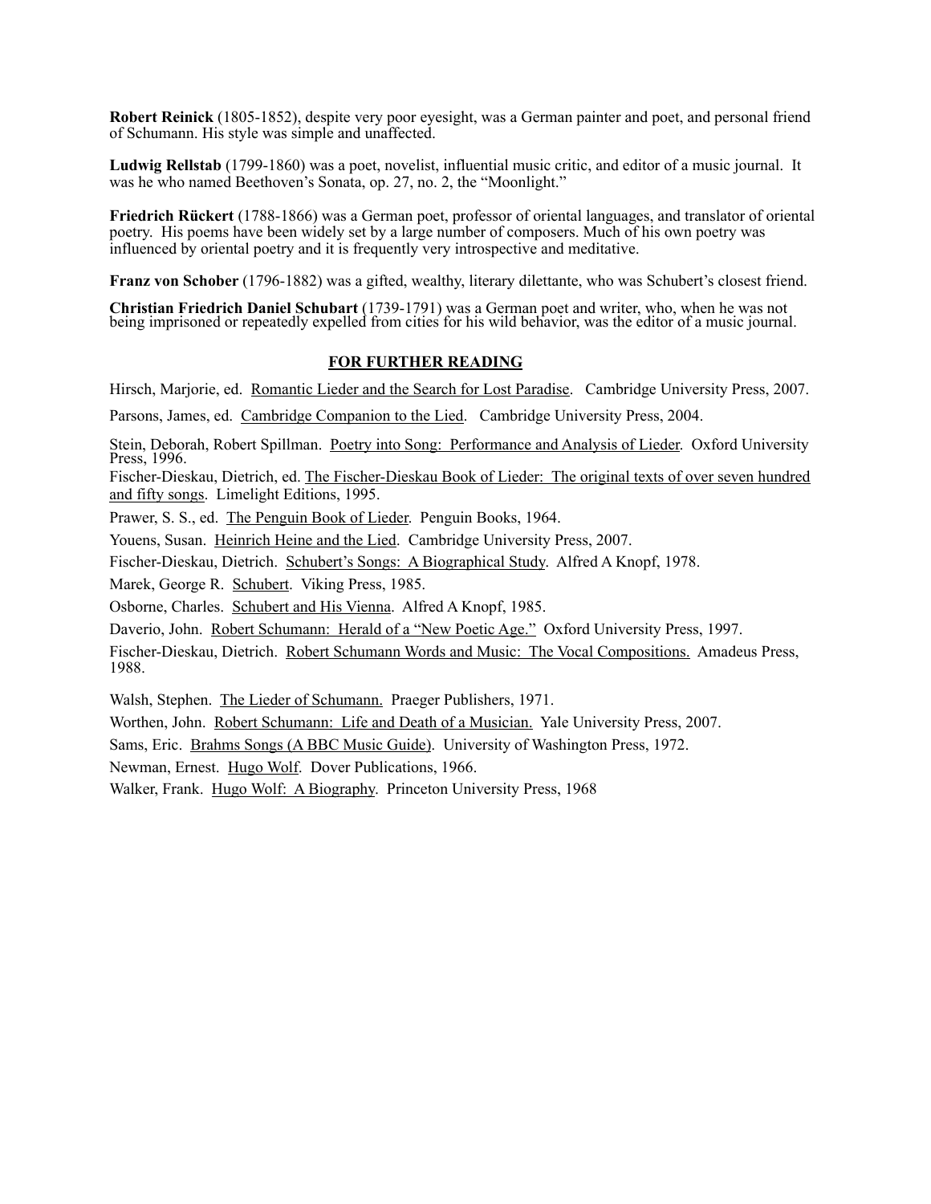**Robert Reinick** (1805-1852), despite very poor eyesight, was a German painter and poet, and personal friend of Schumann. His style was simple and unaffected.

**Ludwig Rellstab** (1799-1860) was a poet, novelist, influential music critic, and editor of a music journal. It was he who named Beethoven's Sonata, op. 27, no. 2, the "Moonlight."

**Friedrich Rückert** (1788-1866) was a German poet, professor of oriental languages, and translator of oriental poetry. His poems have been widely set by a large number of composers. Much of his own poetry was influenced by oriental poetry and it is frequently very introspective and meditative.

**Franz von Schober** (1796-1882) was a gifted, wealthy, literary dilettante, who was Schubert's closest friend.

**Christian Friedrich Daniel Schubart** (1739-1791) was a German poet and writer, who, when he was not being imprisoned or repeatedly expelled from cities for his wild behavior, was the editor of a music journal.

## FOR FURTHER READING

Hirsch, Marjorie, ed. Romantic Lieder and the Search for Lost Paradise. Cambridge University Press, 2007.

Parsons, James, ed. Cambridge Companion to the Lied. Cambridge University Press, 2004.

Stein, Deborah, Robert Spillman. Poetry into Song: Performance and Analysis of Lieder. Oxford University Press, 1996.

Fischer-Dieskau, Dietrich, ed. The Fischer-Dieskau Book of Lieder: The original texts of over seven hundred and fifty songs. Limelight Editions, 1995.

Prawer, S. S., ed. The Penguin Book of Lieder. Penguin Books, 1964.

Youens, Susan. Heinrich Heine and the Lied. Cambridge University Press, 2007.

Fischer-Dieskau, Dietrich. Schubert's Songs: A Biographical Study. Alfred A Knopf, 1978.

Marek, George R. Schubert. Viking Press, 1985.

Osborne, Charles. Schubert and His Vienna. Alfred A Knopf, 1985.

Daverio, John. Robert Schumann: Herald of a "New Poetic Age." Oxford University Press, 1997.

Fischer-Dieskau, Dietrich. Robert Schumann Words and Music: The Vocal Compositions. Amadeus Press, 1988.

Walsh, Stephen. The Lieder of Schumann. Praeger Publishers, 1971.

Worthen, John. Robert Schumann: Life and Death of a Musician. Yale University Press, 2007.

Sams, Eric. Brahms Songs (A BBC Music Guide). University of Washington Press, 1972.

Newman, Ernest. Hugo Wolf. Dover Publications, 1966.

Walker, Frank. Hugo Wolf: A Biography. Princeton University Press, 1968